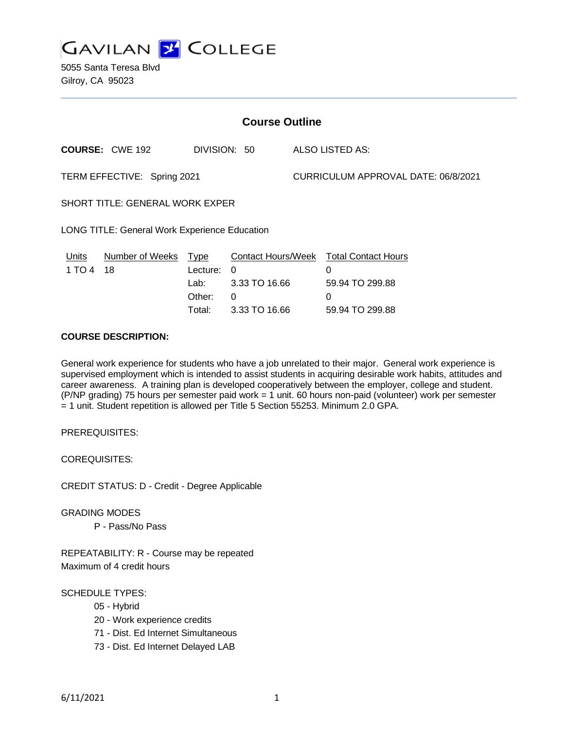# GAVILAN COLLEGE

5055 Santa Teresa Blvd
Gilroy, CA 95023

## Course Outline

**COURSE:** CWE 192 DIVISION: 50 ALSO LISTED AS:

TERM EFFECTIVE: Spring 2021 CURRICULUM APPROVAL DATE: 06/8/2021

SHORT TITLE: GENERAL WORK EXPER

LONG TITLE: General Work Experience Education

| Units | Number of Weeks | Type | Contact Hours/Week | Total Contact Hours |
|---|---|---|---|---|
| 1 TO 4 | 18 | Lecture: | 0 | 0 |
| | | Lab: | 3.33 TO 16.66 | 59.94 TO 299.88 |
| | | Other: | 0 | 0 |
| | | Total: | 3.33 TO 16.66 | 59.94 TO 299.88 |

**COURSE DESCRIPTION:**

General work experience for students who have a job unrelated to their major. General work experience is supervised employment which is intended to assist students in acquiring desirable work habits, attitudes and career awareness. A training plan is developed cooperatively between the employer, college and student. (P/NP grading) 75 hours per semester paid work = 1 unit. 60 hours non-paid (volunteer) work per semester = 1 unit. Student repetition is allowed per Title 5 Section 55253. Minimum 2.0 GPA.

PREREQUISITES:

COREQUISITES:

CREDIT STATUS: D - Credit - Degree Applicable

GRADING MODES

- P - Pass/No Pass

REPEATABILITY: R - Course may be repeated
Maximum of 4 credit hours

SCHEDULE TYPES:

- 05 - Hybrid
- 20 - Work experience credits
- 71 - Dist. Ed Internet Simultaneous
- 73 - Dist. Ed Internet Delayed LAB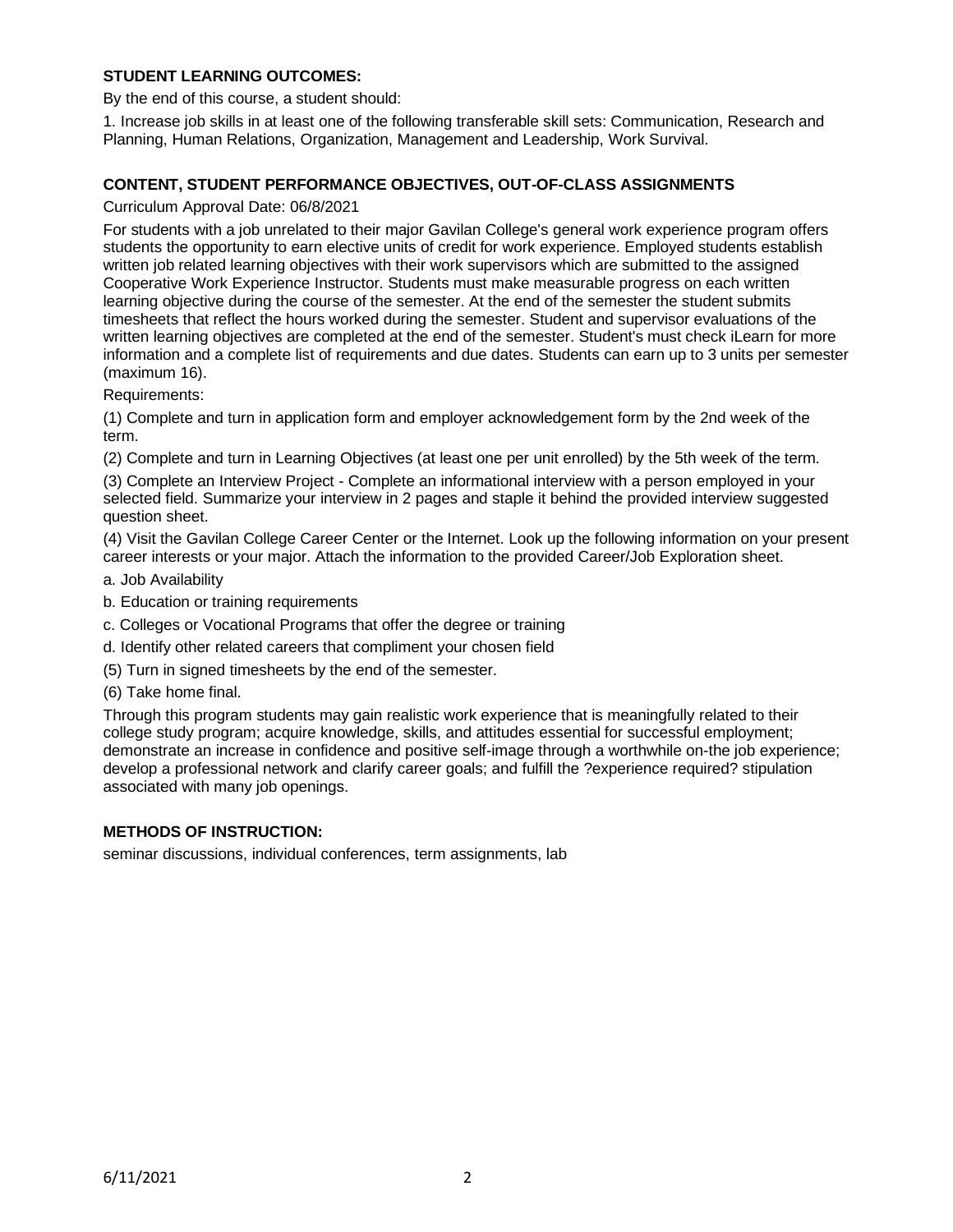**STUDENT LEARNING OUTCOMES:**

By the end of this course, a student should:

1. Increase job skills in at least one of the following transferable skill sets: Communication, Research and Planning, Human Relations, Organization, Management and Leadership, Work Survival.

**CONTENT, STUDENT PERFORMANCE OBJECTIVES, OUT-OF-CLASS ASSIGNMENTS**

Curriculum Approval Date: 06/8/2021

For students with a job unrelated to their major Gavilan College's general work experience program offers students the opportunity to earn elective units of credit for work experience. Employed students establish written job related learning objectives with their work supervisors which are submitted to the assigned Cooperative Work Experience Instructor. Students must make measurable progress on each written learning objective during the course of the semester. At the end of the semester the student submits timesheets that reflect the hours worked during the semester. Student and supervisor evaluations of the written learning objectives are completed at the end of the semester. Student's must check iLearn for more information and a complete list of requirements and due dates. Students can earn up to 3 units per semester (maximum 16).

Requirements:

(1) Complete and turn in application form and employer acknowledgement form by the 2nd week of the term.

(2) Complete and turn in Learning Objectives (at least one per unit enrolled) by the 5th week of the term.

(3) Complete an Interview Project - Complete an informational interview with a person employed in your selected field. Summarize your interview in 2 pages and staple it behind the provided interview suggested question sheet.

(4) Visit the Gavilan College Career Center or the Internet. Look up the following information on your present career interests or your major. Attach the information to the provided Career/Job Exploration sheet.

a. Job Availability

b. Education or training requirements

c. Colleges or Vocational Programs that offer the degree or training

d. Identify other related careers that compliment your chosen field

(5) Turn in signed timesheets by the end of the semester.

(6) Take home final.

Through this program students may gain realistic work experience that is meaningfully related to their college study program; acquire knowledge, skills, and attitudes essential for successful employment; demonstrate an increase in confidence and positive self-image through a worthwhile on-the job experience; develop a professional network and clarify career goals; and fulfill the ?experience required? stipulation associated with many job openings.

**METHODS OF INSTRUCTION:**

seminar discussions, individual conferences, term assignments, lab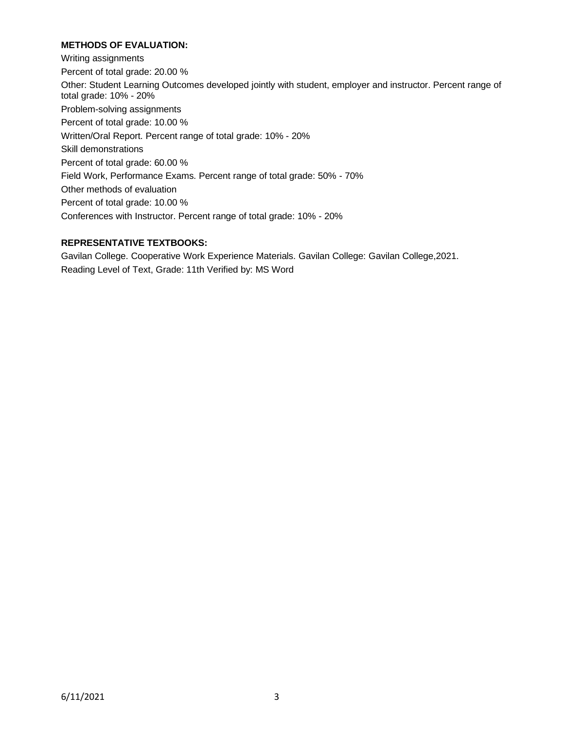**METHODS OF EVALUATION:**

Writing assignments

Percent of total grade: 20.00 %

Other: Student Learning Outcomes developed jointly with student, employer and instructor. Percent range of total grade: 10% - 20%

Problem-solving assignments

Percent of total grade: 10.00 %

Written/Oral Report. Percent range of total grade: 10% - 20%

Skill demonstrations

Percent of total grade: 60.00 %

Field Work, Performance Exams. Percent range of total grade: 50% - 70%

Other methods of evaluation

Percent of total grade: 10.00 %

Conferences with Instructor. Percent range of total grade: 10% - 20%

**REPRESENTATIVE TEXTBOOKS:**

Gavilan College. Cooperative Work Experience Materials. Gavilan College: Gavilan College,2021.

Reading Level of Text, Grade: 11th Verified by: MS Word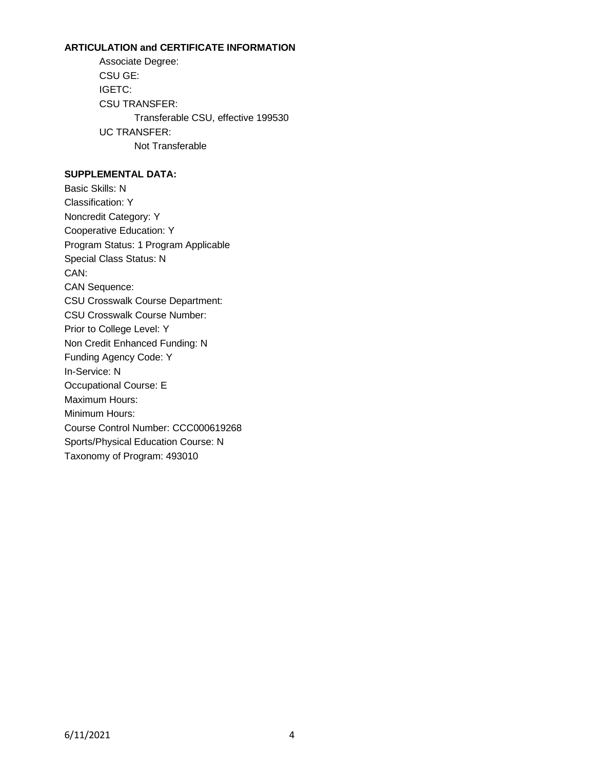**ARTICULATION and CERTIFICATE INFORMATION**

Associate Degree:

CSU GE:

IGETC:

CSU TRANSFER:

Transferable CSU, effective 199530

UC TRANSFER:

Not Transferable

**SUPPLEMENTAL DATA:**

Basic Skills: N

Classification: Y

Noncredit Category: Y

Cooperative Education: Y

Program Status: 1 Program Applicable

Special Class Status: N

CAN:

CAN Sequence:

CSU Crosswalk Course Department:

CSU Crosswalk Course Number:

Prior to College Level: Y

Non Credit Enhanced Funding: N

Funding Agency Code: Y

In-Service: N

Occupational Course: E

Maximum Hours:

Minimum Hours:

Course Control Number: CCC000619268

Sports/Physical Education Course: N

Taxonomy of Program: 493010